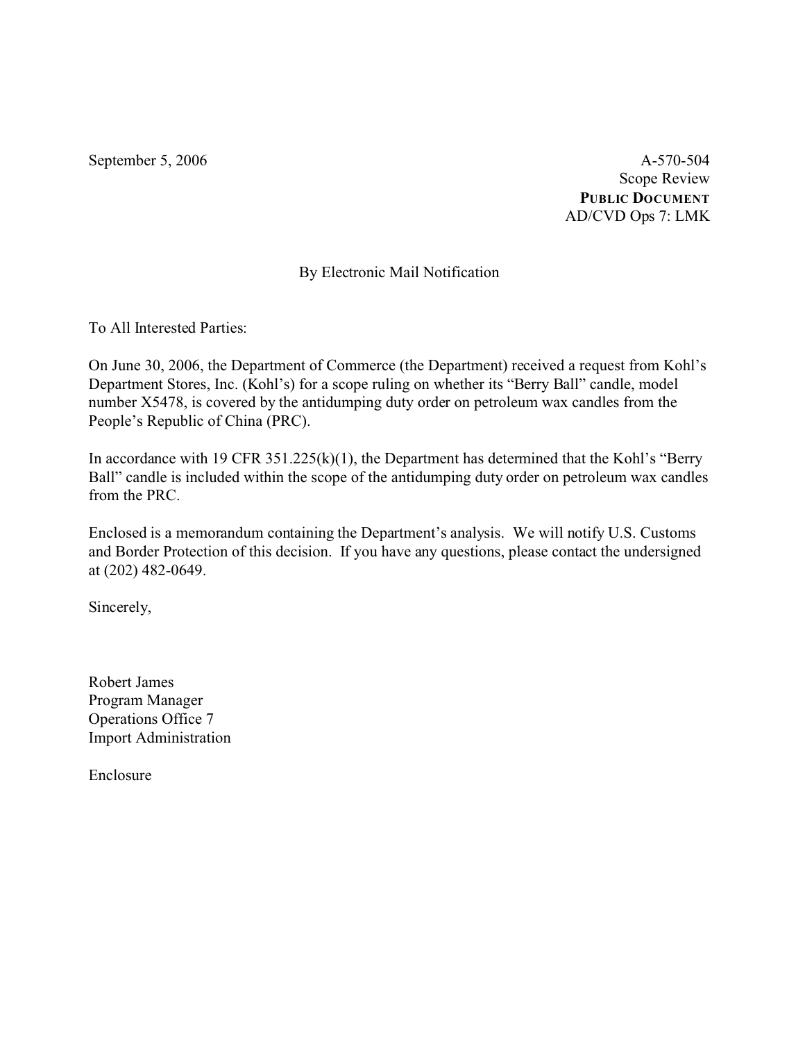September 5, 2006

A-570-504
Scope Review
**PUBLIC DOCUMENT**
AD/CVD Ops 7: LMK

By Electronic Mail Notification

To All Interested Parties:

On June 30, 2006, the Department of Commerce (the Department) received a request from Kohl's Department Stores, Inc. (Kohl's) for a scope ruling on whether its "Berry Ball" candle, model number X5478, is covered by the antidumping duty order on petroleum wax candles from the People's Republic of China (PRC).

In accordance with 19 CFR 351.225(k)(1), the Department has determined that the Kohl's "Berry Ball" candle is included within the scope of the antidumping duty order on petroleum wax candles from the PRC.

Enclosed is a memorandum containing the Department's analysis. We will notify U.S. Customs and Border Protection of this decision. If you have any questions, please contact the undersigned at (202) 482-0649.

Sincerely,

Robert James
Program Manager
Operations Office 7
Import Administration

Enclosure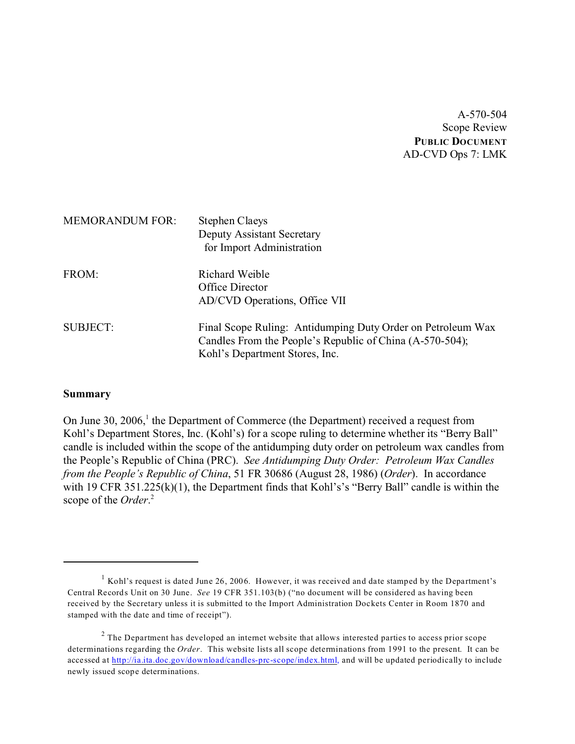A-570-504
Scope Review
**PUBLIC DOCUMENT**
AD-CVD Ops 7: LMK

MEMORANDUM FOR: Stephen Claeys
Deputy Assistant Secretary
for Import Administration

FROM: Richard Weible
Office Director
AD/CVD Operations, Office VII

SUBJECT: Final Scope Ruling: Antidumping Duty Order on Petroleum Wax Candles From the People's Republic of China (A-570-504); Kohl's Department Stores, Inc.

**Summary**

On June 30, 2006,[1] the Department of Commerce (the Department) received a request from Kohl's Department Stores, Inc. (Kohl's) for a scope ruling to determine whether its "Berry Ball" candle is included within the scope of the antidumping duty order on petroleum wax candles from the People's Republic of China (PRC). *See Antidumping Duty Order: Petroleum Wax Candles from the People's Republic of China*, 51 FR 30686 (August 28, 1986) (*Order*). In accordance with 19 CFR 351.225(k)(1), the Department finds that Kohl's's "Berry Ball" candle is within the scope of the *Order*.[2]

---

[1] Kohl's request is dated June 26, 2006. However, it was received and date stamped by the Department's Central Records Unit on 30 June. *See* 19 CFR 351.103(b) ("no document will be considered as having been received by the Secretary unless it is submitted to the Import Administration Dockets Center in Room 1870 and stamped with the date and time of receipt").

[2] The Department has developed an internet website that allows interested parties to access prior scope determinations regarding the *Order*. This website lists all scope determinations from 1991 to the present. It can be accessed at http://ia.ita.doc.gov/download/candles-prc-scope/index.html, and will be updated periodically to include newly issued scope determinations.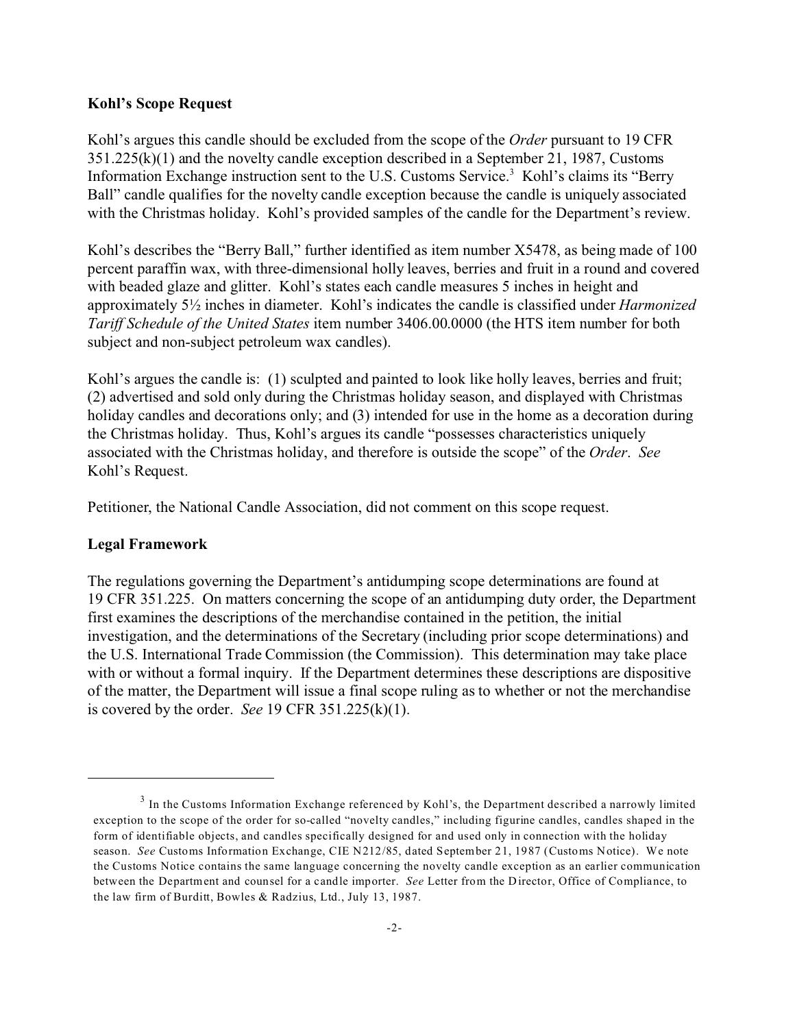**Kohl's Scope Request**

Kohl's argues this candle should be excluded from the scope of the *Order* pursuant to 19 CFR 351.225(k)(1) and the novelty candle exception described in a September 21, 1987, Customs Information Exchange instruction sent to the U.S. Customs Service.[3] Kohl's claims its "Berry Ball" candle qualifies for the novelty candle exception because the candle is uniquely associated with the Christmas holiday. Kohl's provided samples of the candle for the Department's review.

Kohl's describes the "Berry Ball," further identified as item number X5478, as being made of 100 percent paraffin wax, with three-dimensional holly leaves, berries and fruit in a round and covered with beaded glaze and glitter. Kohl's states each candle measures 5 inches in height and approximately 5½ inches in diameter. Kohl's indicates the candle is classified under *Harmonized Tariff Schedule of the United States* item number 3406.00.0000 (the HTS item number for both subject and non-subject petroleum wax candles).

Kohl's argues the candle is: (1) sculpted and painted to look like holly leaves, berries and fruit; (2) advertised and sold only during the Christmas holiday season, and displayed with Christmas holiday candles and decorations only; and (3) intended for use in the home as a decoration during the Christmas holiday. Thus, Kohl's argues its candle "possesses characteristics uniquely associated with the Christmas holiday, and therefore is outside the scope" of the *Order*. *See* Kohl's Request.

Petitioner, the National Candle Association, did not comment on this scope request.

**Legal Framework**

The regulations governing the Department's antidumping scope determinations are found at 19 CFR 351.225. On matters concerning the scope of an antidumping duty order, the Department first examines the descriptions of the merchandise contained in the petition, the initial investigation, and the determinations of the Secretary (including prior scope determinations) and the U.S. International Trade Commission (the Commission). This determination may take place with or without a formal inquiry. If the Department determines these descriptions are dispositive of the matter, the Department will issue a final scope ruling as to whether or not the merchandise is covered by the order. *See* 19 CFR 351.225(k)(1).

---

[3] In the Customs Information Exchange referenced by Kohl's, the Department described a narrowly limited exception to the scope of the order for so-called "novelty candles," including figurine candles, candles shaped in the form of identifiable objects, and candles specifically designed for and used only in connection with the holiday season. *See* Customs Information Exchange, CIE N212/85, dated September 21, 1987 (Customs Notice). We note the Customs Notice contains the same language concerning the novelty candle exception as an earlier communication between the Department and counsel for a candle importer. *See* Letter from the Director, Office of Compliance, to the law firm of Burditt, Bowles & Radzius, Ltd., July 13, 1987.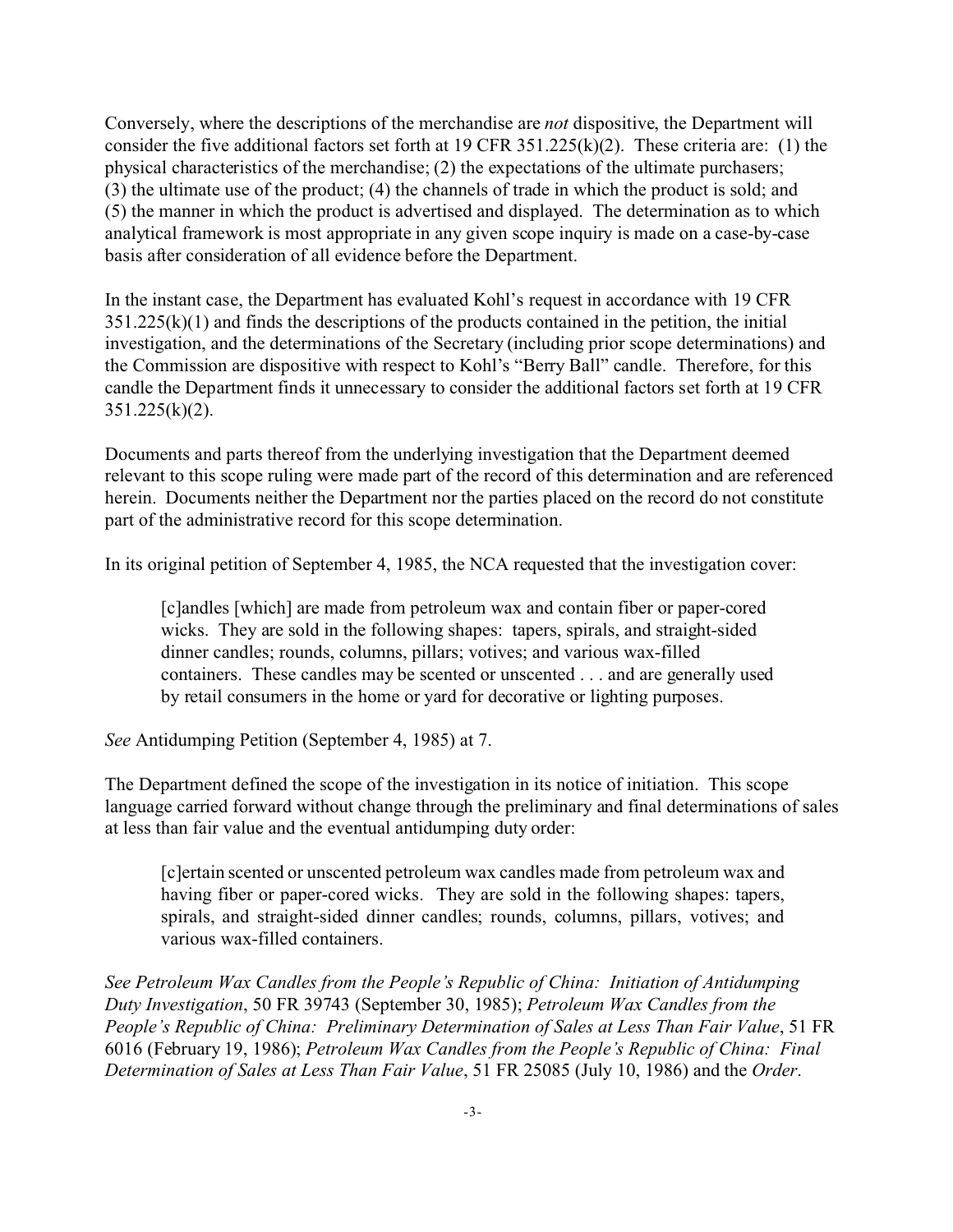Conversely, where the descriptions of the merchandise are *not* dispositive, the Department will consider the five additional factors set forth at 19 CFR 351.225(k)(2). These criteria are: (1) the physical characteristics of the merchandise; (2) the expectations of the ultimate purchasers; (3) the ultimate use of the product; (4) the channels of trade in which the product is sold; and (5) the manner in which the product is advertised and displayed. The determination as to which analytical framework is most appropriate in any given scope inquiry is made on a case-by-case basis after consideration of all evidence before the Department.

In the instant case, the Department has evaluated Kohl's request in accordance with 19 CFR 351.225(k)(1) and finds the descriptions of the products contained in the petition, the initial investigation, and the determinations of the Secretary (including prior scope determinations) and the Commission are dispositive with respect to Kohl's "Berry Ball" candle. Therefore, for this candle the Department finds it unnecessary to consider the additional factors set forth at 19 CFR 351.225(k)(2).

Documents and parts thereof from the underlying investigation that the Department deemed relevant to this scope ruling were made part of the record of this determination and are referenced herein. Documents neither the Department nor the parties placed on the record do not constitute part of the administrative record for this scope determination.

In its original petition of September 4, 1985, the NCA requested that the investigation cover:

> [c]andles [which] are made from petroleum wax and contain fiber or paper-cored wicks. They are sold in the following shapes: tapers, spirals, and straight-sided dinner candles; rounds, columns, pillars; votives; and various wax-filled containers. These candles may be scented or unscented . . . and are generally used by retail consumers in the home or yard for decorative or lighting purposes.

*See* Antidumping Petition (September 4, 1985) at 7.

The Department defined the scope of the investigation in its notice of initiation. This scope language carried forward without change through the preliminary and final determinations of sales at less than fair value and the eventual antidumping duty order:

> [c]ertain scented or unscented petroleum wax candles made from petroleum wax and having fiber or paper-cored wicks. They are sold in the following shapes: tapers, spirals, and straight-sided dinner candles; rounds, columns, pillars, votives; and various wax-filled containers.

*See Petroleum Wax Candles from the People's Republic of China: Initiation of Antidumping Duty Investigation*, 50 FR 39743 (September 30, 1985); *Petroleum Wax Candles from the People's Republic of China: Preliminary Determination of Sales at Less Than Fair Value*, 51 FR 6016 (February 19, 1986); *Petroleum Wax Candles from the People's Republic of China: Final Determination of Sales at Less Than Fair Value*, 51 FR 25085 (July 10, 1986) and the *Order*.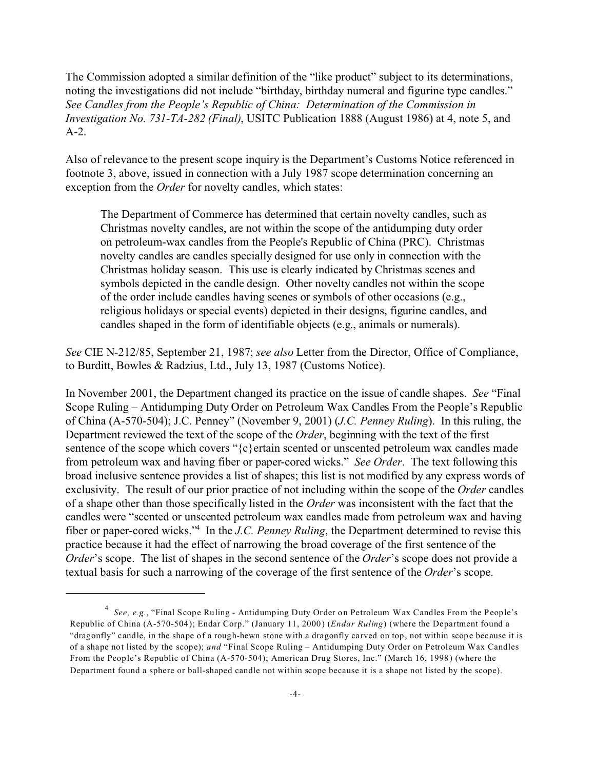The Commission adopted a similar definition of the "like product" subject to its determinations, noting the investigations did not include "birthday, birthday numeral and figurine type candles." *See Candles from the People's Republic of China: Determination of the Commission in Investigation No. 731-TA-282 (Final)*, USITC Publication 1888 (August 1986) at 4, note 5, and A-2.

Also of relevance to the present scope inquiry is the Department's Customs Notice referenced in footnote 3, above, issued in connection with a July 1987 scope determination concerning an exception from the *Order* for novelty candles, which states:

> The Department of Commerce has determined that certain novelty candles, such as Christmas novelty candles, are not within the scope of the antidumping duty order on petroleum-wax candles from the People's Republic of China (PRC). Christmas novelty candles are candles specially designed for use only in connection with the Christmas holiday season. This use is clearly indicated by Christmas scenes and symbols depicted in the candle design. Other novelty candles not within the scope of the order include candles having scenes or symbols of other occasions (e.g., religious holidays or special events) depicted in their designs, figurine candles, and candles shaped in the form of identifiable objects (e.g., animals or numerals).

*See* CIE N-212/85, September 21, 1987; *see also* Letter from the Director, Office of Compliance, to Burditt, Bowles & Radzius, Ltd., July 13, 1987 (Customs Notice).

In November 2001, the Department changed its practice on the issue of candle shapes. *See* "Final Scope Ruling – Antidumping Duty Order on Petroleum Wax Candles From the People's Republic of China (A-570-504); J.C. Penney" (November 9, 2001) (*J.C. Penney Ruling*). In this ruling, the Department reviewed the text of the scope of the *Order*, beginning with the text of the first sentence of the scope which covers "{c}ertain scented or unscented petroleum wax candles made from petroleum wax and having fiber or paper-cored wicks." *See Order*. The text following this broad inclusive sentence provides a list of shapes; this list is not modified by any express words of exclusivity. The result of our prior practice of not including within the scope of the *Order* candles of a shape other than those specifically listed in the *Order* was inconsistent with the fact that the candles were "scented or unscented petroleum wax candles made from petroleum wax and having fiber or paper-cored wicks."[4] In the *J.C. Penney Ruling*, the Department determined to revise this practice because it had the effect of narrowing the broad coverage of the first sentence of the *Order*'s scope. The list of shapes in the second sentence of the *Order*'s scope does not provide a textual basis for such a narrowing of the coverage of the first sentence of the *Order*'s scope.

---

[4] *See, e.g.*, "Final Scope Ruling - Antidumping Duty Order on Petroleum Wax Candles From the People's Republic of China (A-570-504); Endar Corp." (January 11, 2000) (*Endar Ruling*) (where the Department found a "dragonfly" candle, in the shape of a rough-hewn stone with a dragonfly carved on top, not within scope because it is of a shape not listed by the scope); *and* "Final Scope Ruling – Antidumping Duty Order on Petroleum Wax Candles From the People's Republic of China (A-570-504); American Drug Stores, Inc." (March 16, 1998) (where the Department found a sphere or ball-shaped candle not within scope because it is a shape not listed by the scope).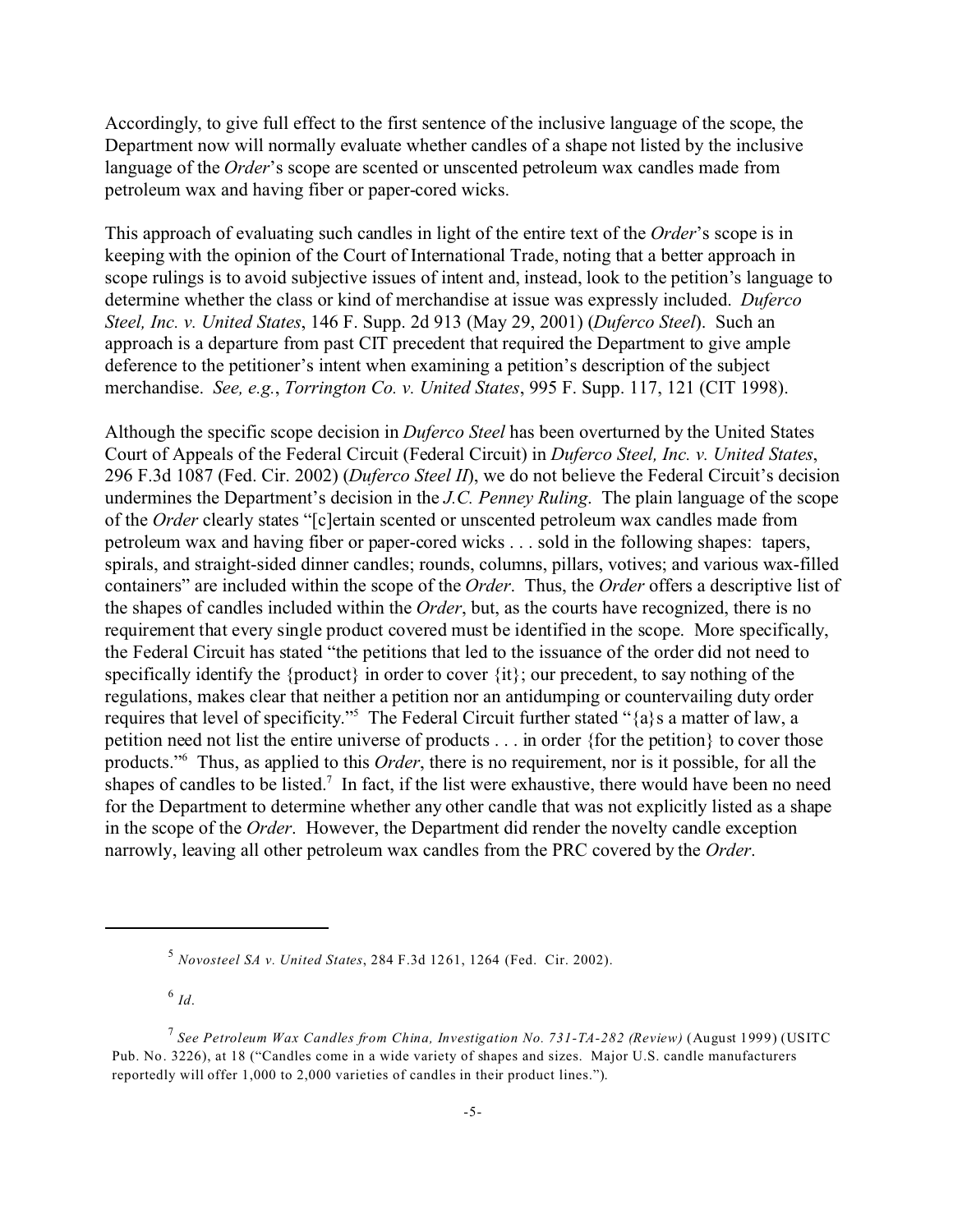Accordingly, to give full effect to the first sentence of the inclusive language of the scope, the Department now will normally evaluate whether candles of a shape not listed by the inclusive language of the *Order*'s scope are scented or unscented petroleum wax candles made from petroleum wax and having fiber or paper-cored wicks.

This approach of evaluating such candles in light of the entire text of the *Order*'s scope is in keeping with the opinion of the Court of International Trade, noting that a better approach in scope rulings is to avoid subjective issues of intent and, instead, look to the petition's language to determine whether the class or kind of merchandise at issue was expressly included. *Duferco Steel, Inc. v. United States*, 146 F. Supp. 2d 913 (May 29, 2001) (*Duferco Steel*). Such an approach is a departure from past CIT precedent that required the Department to give ample deference to the petitioner's intent when examining a petition's description of the subject merchandise. *See, e.g.*, *Torrington Co. v. United States*, 995 F. Supp. 117, 121 (CIT 1998).

Although the specific scope decision in *Duferco Steel* has been overturned by the United States Court of Appeals of the Federal Circuit (Federal Circuit) in *Duferco Steel, Inc. v. United States*, 296 F.3d 1087 (Fed. Cir. 2002) (*Duferco Steel II*), we do not believe the Federal Circuit's decision undermines the Department's decision in the *J.C. Penney Ruling*. The plain language of the scope of the *Order* clearly states "[c]ertain scented or unscented petroleum wax candles made from petroleum wax and having fiber or paper-cored wicks . . . sold in the following shapes: tapers, spirals, and straight-sided dinner candles; rounds, columns, pillars, votives; and various wax-filled containers" are included within the scope of the *Order*. Thus, the *Order* offers a descriptive list of the shapes of candles included within the *Order*, but, as the courts have recognized, there is no requirement that every single product covered must be identified in the scope. More specifically, the Federal Circuit has stated "the petitions that led to the issuance of the order did not need to specifically identify the {product} in order to cover {it}; our precedent, to say nothing of the regulations, makes clear that neither a petition nor an antidumping or countervailing duty order requires that level of specificity."[5] The Federal Circuit further stated "{a}s a matter of law, a petition need not list the entire universe of products . . . in order {for the petition} to cover those products."[6] Thus, as applied to this *Order*, there is no requirement, nor is it possible, for all the shapes of candles to be listed.[7] In fact, if the list were exhaustive, there would have been no need for the Department to determine whether any other candle that was not explicitly listed as a shape in the scope of the *Order*. However, the Department did render the novelty candle exception narrowly, leaving all other petroleum wax candles from the PRC covered by the *Order*.

---

[5] *Novosteel SA v. United States*, 284 F.3d 1261, 1264 (Fed. Cir. 2002).

[6] *Id.*

[7] *See Petroleum Wax Candles from China, Investigation No. 731-TA-282 (Review)* (August 1999) (USITC Pub. No. 3226), at 18 ("Candles come in a wide variety of shapes and sizes. Major U.S. candle manufacturers reportedly will offer 1,000 to 2,000 varieties of candles in their product lines.").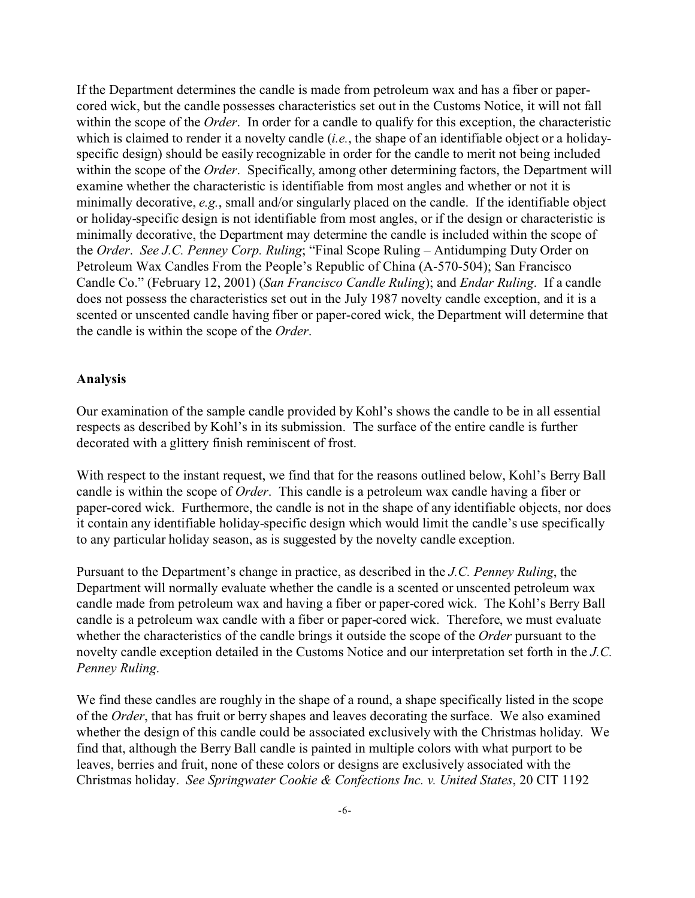If the Department determines the candle is made from petroleum wax and has a fiber or paper-cored wick, but the candle possesses characteristics set out in the Customs Notice, it will not fall within the scope of the *Order*. In order for a candle to qualify for this exception, the characteristic which is claimed to render it a novelty candle (*i.e.*, the shape of an identifiable object or a holiday-specific design) should be easily recognizable in order for the candle to merit not being included within the scope of the *Order*. Specifically, among other determining factors, the Department will examine whether the characteristic is identifiable from most angles and whether or not it is minimally decorative, *e.g.*, small and/or singularly placed on the candle. If the identifiable object or holiday-specific design is not identifiable from most angles, or if the design or characteristic is minimally decorative, the Department may determine the candle is included within the scope of the *Order*. *See J.C. Penney Corp. Ruling*; "Final Scope Ruling – Antidumping Duty Order on Petroleum Wax Candles From the People's Republic of China (A-570-504); San Francisco Candle Co." (February 12, 2001) (*San Francisco Candle Ruling*); and *Endar Ruling*. If a candle does not possess the characteristics set out in the July 1987 novelty candle exception, and it is a scented or unscented candle having fiber or paper-cored wick, the Department will determine that the candle is within the scope of the *Order*.

**Analysis**

Our examination of the sample candle provided by Kohl's shows the candle to be in all essential respects as described by Kohl's in its submission. The surface of the entire candle is further decorated with a glittery finish reminiscent of frost.

With respect to the instant request, we find that for the reasons outlined below, Kohl's Berry Ball candle is within the scope of *Order*. This candle is a petroleum wax candle having a fiber or paper-cored wick. Furthermore, the candle is not in the shape of any identifiable objects, nor does it contain any identifiable holiday-specific design which would limit the candle's use specifically to any particular holiday season, as is suggested by the novelty candle exception.

Pursuant to the Department's change in practice, as described in the *J.C. Penney Ruling*, the Department will normally evaluate whether the candle is a scented or unscented petroleum wax candle made from petroleum wax and having a fiber or paper-cored wick. The Kohl's Berry Ball candle is a petroleum wax candle with a fiber or paper-cored wick. Therefore, we must evaluate whether the characteristics of the candle brings it outside the scope of the *Order* pursuant to the novelty candle exception detailed in the Customs Notice and our interpretation set forth in the *J.C. Penney Ruling*.

We find these candles are roughly in the shape of a round, a shape specifically listed in the scope of the *Order*, that has fruit or berry shapes and leaves decorating the surface. We also examined whether the design of this candle could be associated exclusively with the Christmas holiday. We find that, although the Berry Ball candle is painted in multiple colors with what purport to be leaves, berries and fruit, none of these colors or designs are exclusively associated with the Christmas holiday. *See Springwater Cookie & Confections Inc. v. United States*, 20 CIT 1192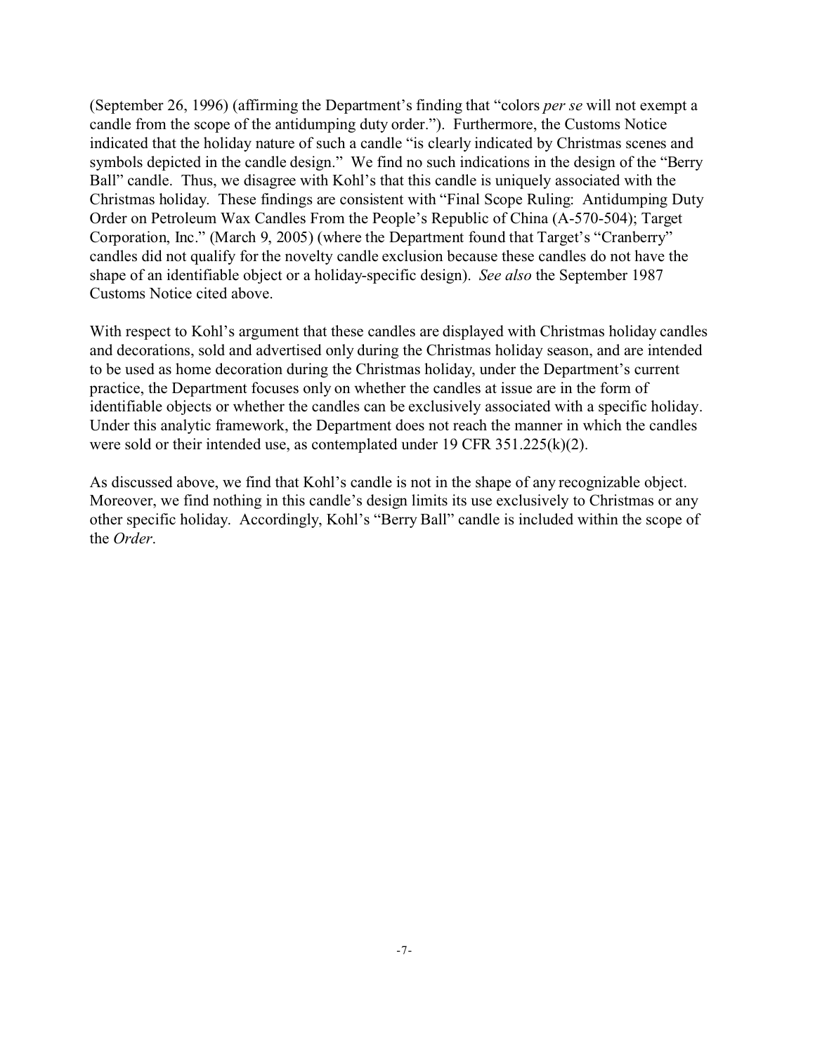(September 26, 1996) (affirming the Department's finding that "colors *per se* will not exempt a candle from the scope of the antidumping duty order."). Furthermore, the Customs Notice indicated that the holiday nature of such a candle "is clearly indicated by Christmas scenes and symbols depicted in the candle design." We find no such indications in the design of the "Berry Ball" candle. Thus, we disagree with Kohl's that this candle is uniquely associated with the Christmas holiday. These findings are consistent with "Final Scope Ruling: Antidumping Duty Order on Petroleum Wax Candles From the People's Republic of China (A-570-504); Target Corporation, Inc." (March 9, 2005) (where the Department found that Target's "Cranberry" candles did not qualify for the novelty candle exclusion because these candles do not have the shape of an identifiable object or a holiday-specific design). *See also* the September 1987 Customs Notice cited above.

With respect to Kohl's argument that these candles are displayed with Christmas holiday candles and decorations, sold and advertised only during the Christmas holiday season, and are intended to be used as home decoration during the Christmas holiday, under the Department's current practice, the Department focuses only on whether the candles at issue are in the form of identifiable objects or whether the candles can be exclusively associated with a specific holiday. Under this analytic framework, the Department does not reach the manner in which the candles were sold or their intended use, as contemplated under 19 CFR 351.225(k)(2).

As discussed above, we find that Kohl's candle is not in the shape of any recognizable object. Moreover, we find nothing in this candle's design limits its use exclusively to Christmas or any other specific holiday. Accordingly, Kohl's "Berry Ball" candle is included within the scope of the *Order*.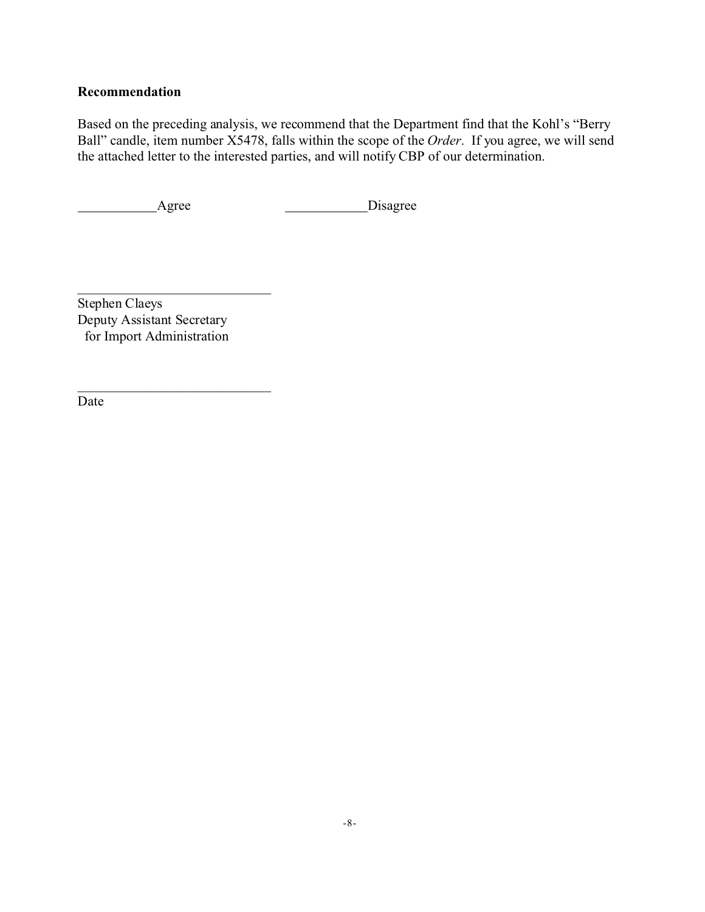**Recommendation**

Based on the preceding analysis, we recommend that the Department find that the Kohl's "Berry Ball" candle, item number X5478, falls within the scope of the *Order*. If you agree, we will send the attached letter to the interested parties, and will notify CBP of our determination.

\_\_\_\_\_\_\_\_\_\_\_\_Agree　　　　　　\_\_\_\_\_\_\_\_\_\_\_\_Disagree

\_\_\_\_\_\_\_\_\_\_\_\_\_\_\_\_\_\_\_\_\_\_\_\_\_\_\_\_\_\_
Stephen Claeys
Deputy Assistant Secretary
for Import Administration

\_\_\_\_\_\_\_\_\_\_\_\_\_\_\_\_\_\_\_\_\_\_\_\_\_\_\_\_\_\_
Date